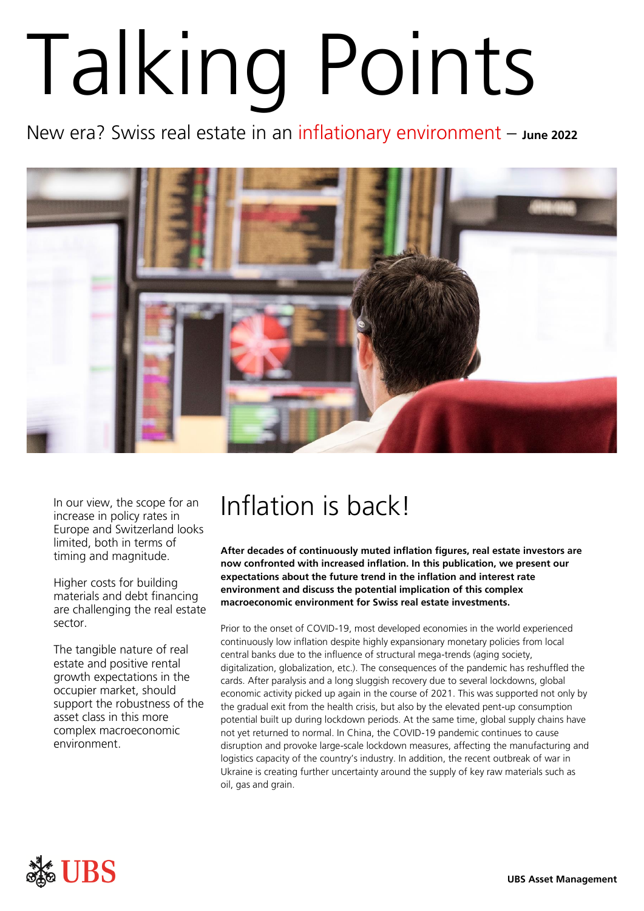# Talking Points

New era? Swiss real estate in an inflationary environment – **June 2022**

In our view, the scope for an increase in policy rates in Europe and Switzerland looks limited, both in terms of timing and magnitude.

Higher costs for building materials and debt financing are challenging the real estate sector.

The tangible nature of real estate and positive rental growth expectations in the occupier market, should support the robustness of the asset class in this more complex macroeconomic environment.

## Inflation is back!

**After decades of continuously muted inflation figures, real estate investors are now confronted with increased inflation. In this publication, we present our expectations about the future trend in the inflation and interest rate environment and discuss the potential implication of this complex macroeconomic environment for Swiss real estate investments.**

Prior to the onset of COVID-19, most developed economies in the world experienced continuously low inflation despite highly expansionary monetary policies from local central banks due to the influence of structural mega-trends (aging society, digitalization, globalization, etc.). The consequences of the pandemic has reshuffled the cards. After paralysis and a long sluggish recovery due to several lockdowns, global economic activity picked up again in the course of 2021. This was supported not only by the gradual exit from the health crisis, but also by the elevated pent-up consumption potential built up during lockdown periods. At the same time, global supply chains have not yet returned to normal. In China, the COVID-19 pandemic continues to cause disruption and provoke large-scale lockdown measures, affecting the manufacturing and logistics capacity of the country's industry. In addition, the recent outbreak of war in Ukraine is creating further uncertainty around the supply of key raw materials such as oil, gas and grain.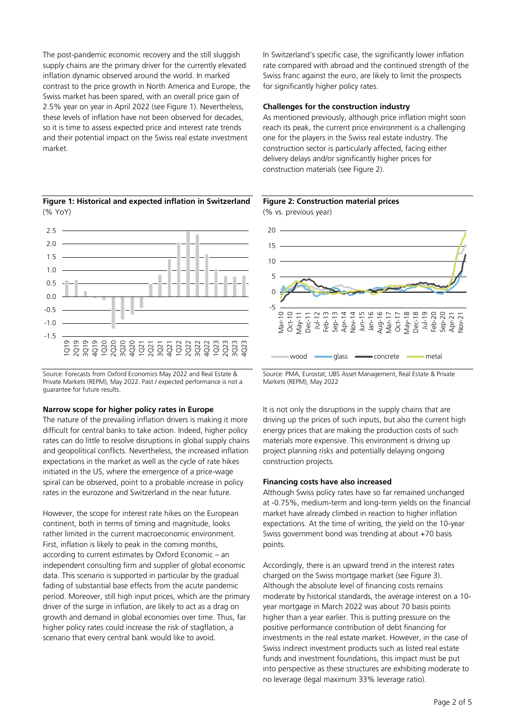The post-pandemic economic recovery and the still sluggish supply chains are the primary driver for the currently elevated inflation dynamic observed around the world. In marked contrast to the price growth in North America and Europe, the Swiss market has been spared, with an overall price gain of 2.5% year on year in April 2022 (see Figure 1). Nevertheless, these levels of inflation have not been observed for decades, so it is time to assess expected price and interest rate trends and their potential impact on the Swiss real estate investment market.

In Switzerland's specific case, the significantly lower inflation rate compared with abroad and the continued strength of the Swiss franc against the euro, are likely to limit the prospects for significantly higher policy rates.

### Challenges for the construction industry

As mentioned previously, although price inflation might soon reach its peak, the current price environment is a challenging one for the players in the Swiss real estate industry. The construction sector is particularly affected, facing either delivery delays and/or significantly higher prices for construction materials (see Figure 2).

**Figure 1: Historical and expected inflation in Switzerland**
(% YoY)

Source: Forecasts from Oxford Economics May 2022 and Real Estate & Private Markets (REPM), May 2022. Past / expected performance is not a guarantee for future results.

**Figure 2: Construction material prices**
(% vs. previous year)

Source: PMA; Eurostat; UBS Asset Management, Real Estate & Private Markets (REPM), May 2022

### Narrow scope for higher policy rates in Europe

The nature of the prevailing inflation drivers is making it more difficult for central banks to take action. Indeed, higher policy rates can do little to resolve disruptions in global supply chains and geopolitical conflicts. Nevertheless, the increased inflation expectations in the market as well as the cycle of rate hikes initiated in the US, where the emergence of a price-wage spiral can be observed, point to a probable increase in policy rates in the eurozone and Switzerland in the near future.

However, the scope for interest rate hikes on the European continent, both in terms of timing and magnitude, looks rather limited in the current macroeconomic environment. First, inflation is likely to peak in the coming months, according to current estimates by Oxford Economic – an independent consulting firm and supplier of global economic data. This scenario is supported in particular by the gradual fading of substantial base effects from the acute pandemic period. Moreover, still high input prices, which are the primary driver of the surge in inflation, are likely to act as a drag on growth and demand in global economies over time. Thus, far higher policy rates could increase the risk of stagflation, a scenario that every central bank would like to avoid.

It is not only the disruptions in the supply chains that are driving up the prices of such inputs, but also the current high energy prices that are making the production costs of such materials more expensive. This environment is driving up project planning risks and potentially delaying ongoing construction projects.

### Financing costs have also increased

Although Swiss policy rates have so far remained unchanged at -0.75%, medium-term and long-term yields on the financial market have already climbed in reaction to higher inflation expectations. At the time of writing, the yield on the 10-year Swiss government bond was trending at about +70 basis points.

Accordingly, there is an upward trend in the interest rates charged on the Swiss mortgage market (see Figure 3). Although the absolute level of financing costs remains moderate by historical standards, the average interest on a 10-year mortgage in March 2022 was about 70 basis points higher than a year earlier. This is putting pressure on the positive performance contribution of debt financing for investments in the real estate market. However, in the case of Swiss indirect investment products such as listed real estate funds and investment foundations, this impact must be put into perspective as these structures are exhibiting moderate to no leverage (legal maximum 33% leverage ratio).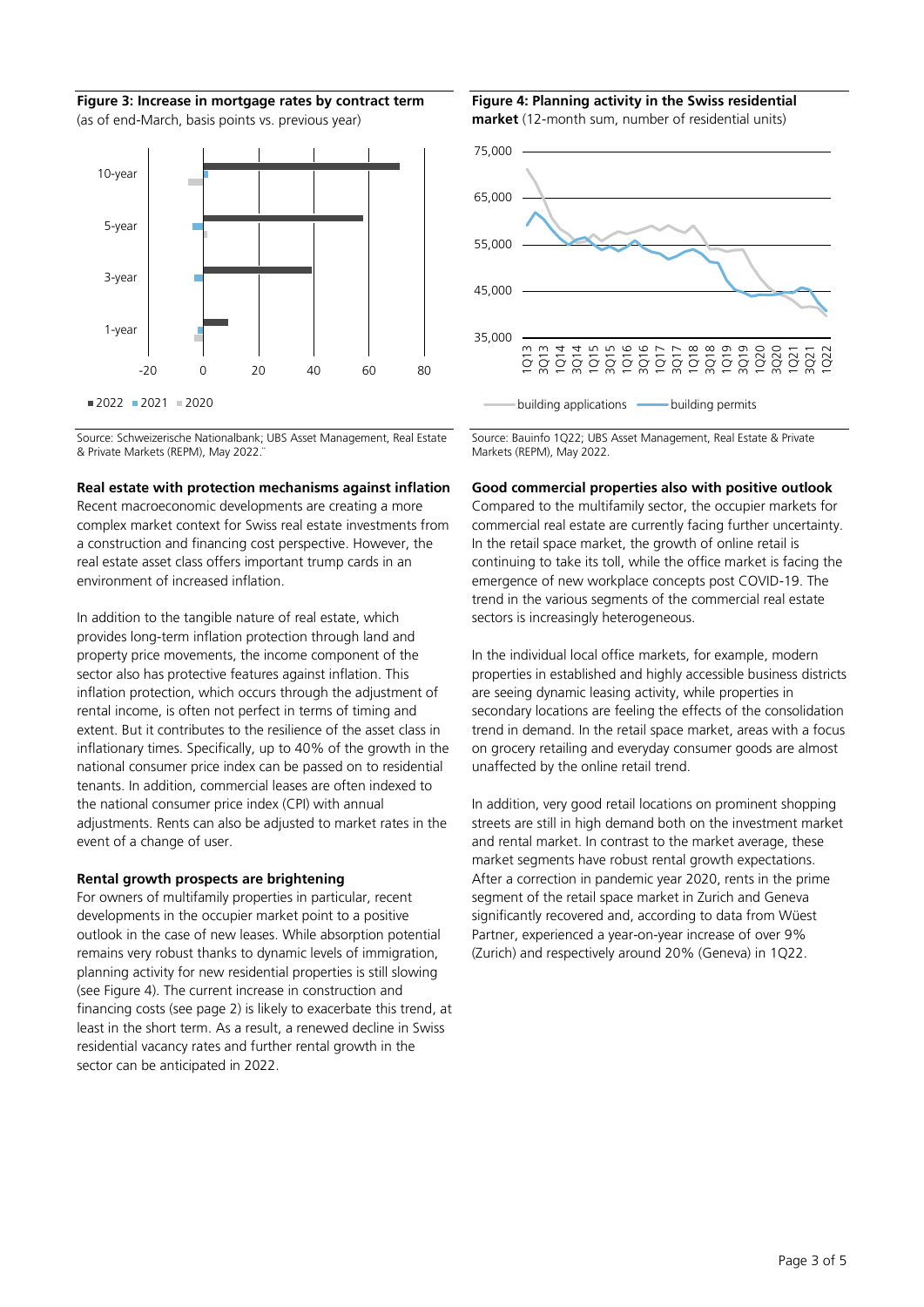**Figure 3: Increase in mortgage rates by contract term**
(as of end-March, basis points vs. previous year)

Source: Schweizerische Nationalbank; UBS Asset Management, Real Estate & Private Markets (REPM), May 2022.

**Figure 4: Planning activity in the Swiss residential market** (12-month sum, number of residential units)

Source: Bauinfo 1Q22; UBS Asset Management, Real Estate & Private Markets (REPM), May 2022.

**Real estate with protection mechanisms against inflation**

Recent macroeconomic developments are creating a more complex market context for Swiss real estate investments from a construction and financing cost perspective. However, the real estate asset class offers important trump cards in an environment of increased inflation.

In addition to the tangible nature of real estate, which provides long-term inflation protection through land and property price movements, the income component of the sector also has protective features against inflation. This inflation protection, which occurs through the adjustment of rental income, is often not perfect in terms of timing and extent. But it contributes to the resilience of the asset class in inflationary times. Specifically, up to 40% of the growth in the national consumer price index can be passed on to residential tenants. In addition, commercial leases are often indexed to the national consumer price index (CPI) with annual adjustments. Rents can also be adjusted to market rates in the event of a change of user.

**Rental growth prospects are brightening**

For owners of multifamily properties in particular, recent developments in the occupier market point to a positive outlook in the case of new leases. While absorption potential remains very robust thanks to dynamic levels of immigration, planning activity for new residential properties is still slowing (see Figure 4). The current increase in construction and financing costs (see page 2) is likely to exacerbate this trend, at least in the short term. As a result, a renewed decline in Swiss residential vacancy rates and further rental growth in the sector can be anticipated in 2022.

**Good commercial properties also with positive outlook**

Compared to the multifamily sector, the occupier markets for commercial real estate are currently facing further uncertainty. In the retail space market, the growth of online retail is continuing to take its toll, while the office market is facing the emergence of new workplace concepts post COVID-19. The trend in the various segments of the commercial real estate sectors is increasingly heterogeneous.

In the individual local office markets, for example, modern properties in established and highly accessible business districts are seeing dynamic leasing activity, while properties in secondary locations are feeling the effects of the consolidation trend in demand. In the retail space market, areas with a focus on grocery retailing and everyday consumer goods are almost unaffected by the online retail trend.

In addition, very good retail locations on prominent shopping streets are still in high demand both on the investment market and rental market. In contrast to the market average, these market segments have robust rental growth expectations. After a correction in pandemic year 2020, rents in the prime segment of the retail space market in Zurich and Geneva significantly recovered and, according to data from Wüest Partner, experienced a year-on-year increase of over 9% (Zurich) and respectively around 20% (Geneva) in 1Q22.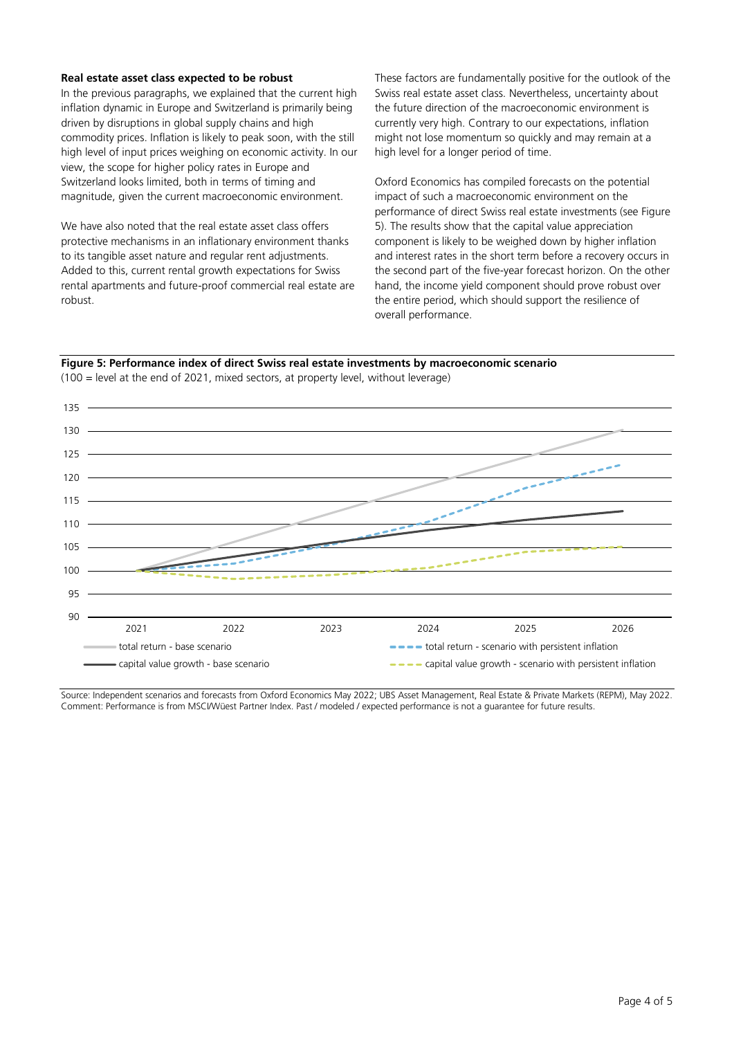### Real estate asset class expected to be robust

In the previous paragraphs, we explained that the current high inflation dynamic in Europe and Switzerland is primarily being driven by disruptions in global supply chains and high commodity prices. Inflation is likely to peak soon, with the still high level of input prices weighing on economic activity. In our view, the scope for higher policy rates in Europe and Switzerland looks limited, both in terms of timing and magnitude, given the current macroeconomic environment.

We have also noted that the real estate asset class offers protective mechanisms in an inflationary environment thanks to its tangible asset nature and regular rent adjustments. Added to this, current rental growth expectations for Swiss rental apartments and future-proof commercial real estate are robust.

These factors are fundamentally positive for the outlook of the Swiss real estate asset class. Nevertheless, uncertainty about the future direction of the macroeconomic environment is currently very high. Contrary to our expectations, inflation might not lose momentum so quickly and may remain at a high level for a longer period of time.

Oxford Economics has compiled forecasts on the potential impact of such a macroeconomic environment on the performance of direct Swiss real estate investments (see Figure 5). The results show that the capital value appreciation component is likely to be weighed down by higher inflation and interest rates in the short term before a recovery occurs in the second part of the five-year forecast horizon. On the other hand, the income yield component should prove robust over the entire period, which should support the resilience of overall performance.

**Figure 5: Performance index of direct Swiss real estate investments by macroeconomic scenario**
(100 = level at the end of 2021, mixed sectors, at property level, without leverage)

Legend: total return - base scenario; capital value growth - base scenario; total return - scenario with persistent inflation; capital value growth - scenario with persistent inflation

Source: Independent scenarios and forecasts from Oxford Economics May 2022; UBS Asset Management, Real Estate & Private Markets (REPM), May 2022.
Comment: Performance is from MSCI/Wüest Partner Index. Past / modeled / expected performance is not a guarantee for future results.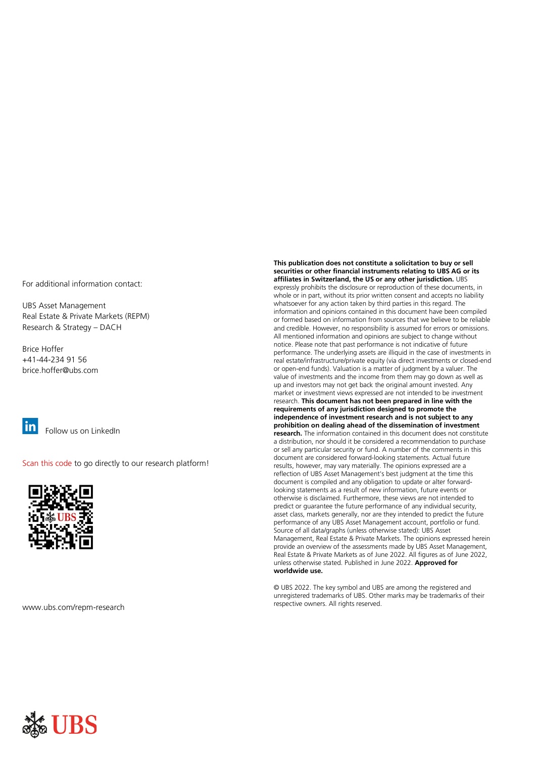For additional information contact:

UBS Asset Management
Real Estate & Private Markets (REPM)
Research & Strategy – DACH

Brice Hoffer
+41-44-234 91 56
brice.hoffer@ubs.com

Follow us on LinkedIn

Scan this code to go directly to our research platform!

www.ubs.com/repm-research

**This publication does not constitute a solicitation to buy or sell securities or other financial instruments relating to UBS AG or its affiliates in Switzerland, the US or any other jurisdiction.** UBS expressly prohibits the disclosure or reproduction of these documents, in whole or in part, without its prior written consent and accepts no liability whatsoever for any action taken by third parties in this regard. The information and opinions contained in this document have been compiled or formed based on information from sources that we believe to be reliable and credible. However, no responsibility is assumed for errors or omissions. All mentioned information and opinions are subject to change without notice. Please note that past performance is not indicative of future performance. The underlying assets are illiquid in the case of investments in real estate/infrastructure/private equity (via direct investments or closed-end or open-end funds). Valuation is a matter of judgment by a valuer. The value of investments and the income from them may go down as well as up and investors may not get back the original amount invested. Any market or investment views expressed are not intended to be investment research. **This document has not been prepared in line with the requirements of any jurisdiction designed to promote the independence of investment research and is not subject to any prohibition on dealing ahead of the dissemination of investment research.** The information contained in this document does not constitute a distribution, nor should it be considered a recommendation to purchase or sell any particular security or fund. A number of the comments in this document are considered forward-looking statements. Actual future results, however, may vary materially. The opinions expressed are a reflection of UBS Asset Management's best judgment at the time this document is compiled and any obligation to update or alter forward-looking statements as a result of new information, future events or otherwise is disclaimed. Furthermore, these views are not intended to predict or guarantee the future performance of any individual security, asset class, markets generally, nor are they intended to predict the future performance of any UBS Asset Management account, portfolio or fund. Source of all data/graphs (unless otherwise stated): UBS Asset Management, Real Estate & Private Markets. The opinions expressed herein provide an overview of the assessments made by UBS Asset Management, Real Estate & Private Markets as of June 2022. All figures as of June 2022, unless otherwise stated. Published in June 2022. **Approved for worldwide use.**

© UBS 2022. The key symbol and UBS are among the registered and unregistered trademarks of UBS. Other marks may be trademarks of their respective owners. All rights reserved.